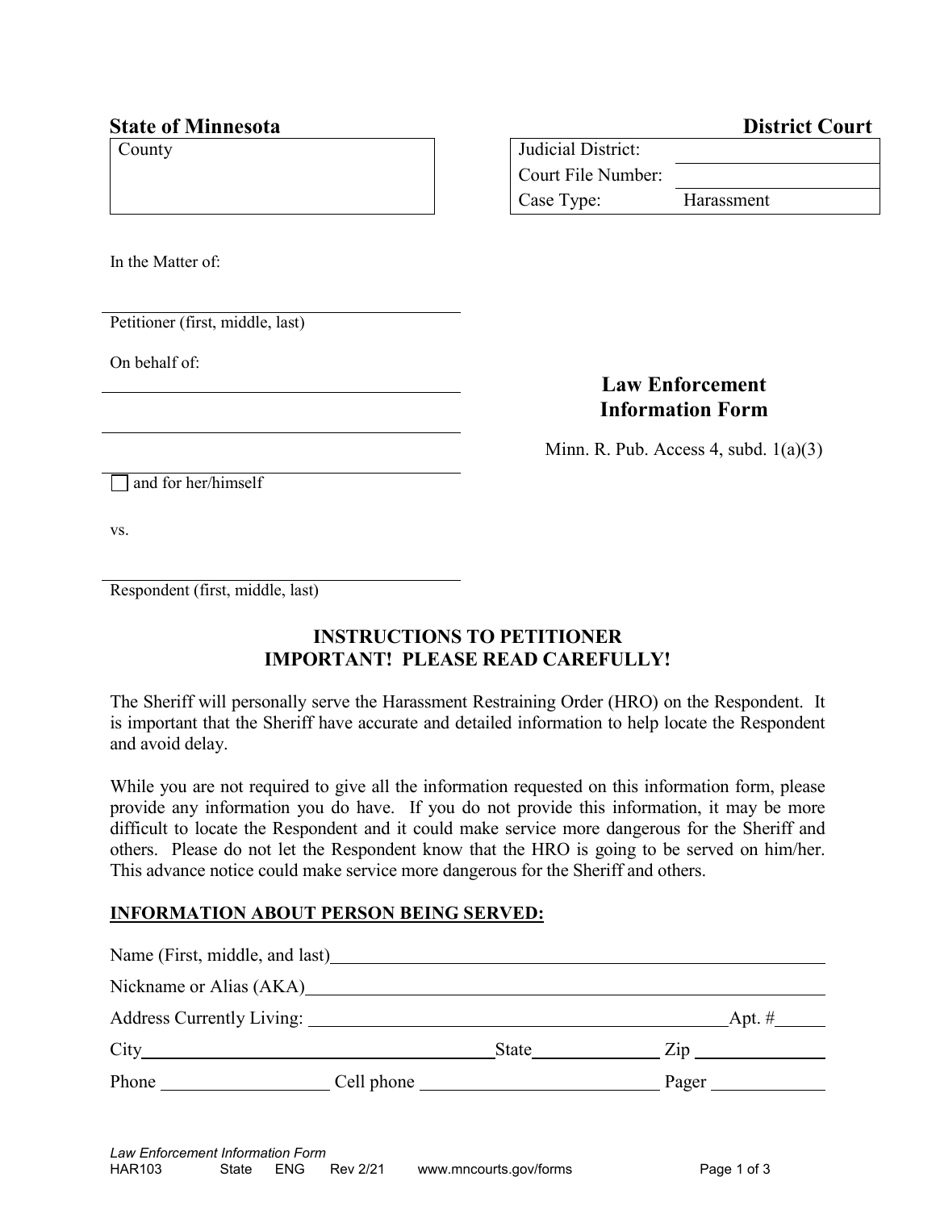**State of Minnesota** **District Court**

| County | |
|---|---|
| | |

| Judicial District: | |
|---|---|
| Court File Number: | |
| Case Type: | Harassment |

In the Matter of:

______________________________
Petitioner (first, middle, last)

On behalf of:

______________________________

______________________________

______________________________

☐ and for her/himself

vs.

______________________________
Respondent (first, middle, last)

## Law Enforcement Information Form

Minn. R. Pub. Access 4, subd. 1(a)(3)

## INSTRUCTIONS TO PETITIONER
## IMPORTANT! PLEASE READ CAREFULLY!

The Sheriff will personally serve the Harassment Restraining Order (HRO) on the Respondent. It is important that the Sheriff have accurate and detailed information to help locate the Respondent and avoid delay.

While you are not required to give all the information requested on this information form, please provide any information you do have. If you do not provide this information, it may be more difficult to locate the Respondent and it could make service more dangerous for the Sheriff and others. Please do not let the Respondent know that the HRO is going to be served on him/her. This advance notice could make service more dangerous for the Sheriff and others.

**INFORMATION ABOUT PERSON BEING SERVED:**

Name (First, middle, and last)______________________________

Nickname or Alias (AKA)______________________________

Address Currently Living: ______________________________ Apt. #______

City______________________________ State__________ Zip__________

Phone ______________ Cell phone ______________ Pager __________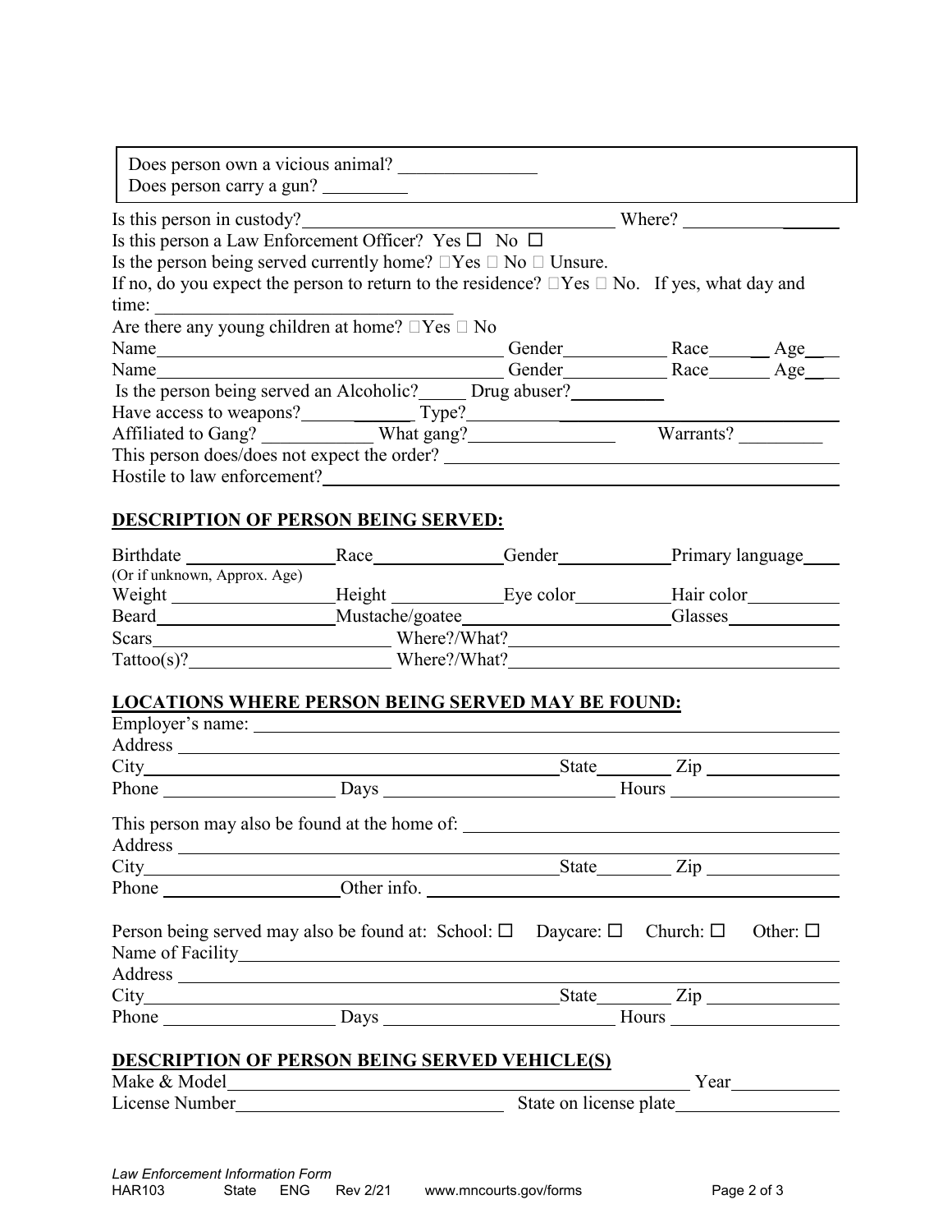Does person own a vicious animal? _______________
Does person carry a gun? _________

Is this person in custody? ___________________________________ Where? _________________

Is this person a Law Enforcement Officer? Yes ☐ No ☐

Is the person being served currently home? ☐Yes ☐ No ☐ Unsure.

If no, do you expect the person to return to the residence? ☐Yes ☐ No. If yes, what day and time: ________________________________

Are there any young children at home? ☐Yes ☐ No

Name_______________________________________ Gender___________ Race________ Age_____

Name_______________________________________ Gender___________ Race________ Age_____

Is the person being served an Alcoholic?_____ Drug abuser?__________

Have access to weapons?____________ Type?_______________________________________

Affiliated to Gang? ____________ What gang?________________ Warrants? _________

This person does/does not expect the order? ___________________________________________

Hostile to law enforcement?___________________________________________________________

## DESCRIPTION OF PERSON BEING SERVED:

Birthdate ________________ Race______________ Gender____________ Primary language____
(Or if unknown, Approx. Age)

Weight __________________ Height ____________ Eye color__________ Hair color__________

Beard____________________ Mustache/goatee____________________________ Glasses____________

Scars_________________________ Where?/What?_____________________________________________

Tattoo(s)?_____________________ Where?/What?_____________________________________________

## LOCATIONS WHERE PERSON BEING SERVED MAY BE FOUND:

Employer's name: ______________________________________________________________________

Address ______________________________________________________________________________

City_____________________________________________________State________ Zip ______________

Phone ___________________ Days ________________________ Hours __________________

This person may also be found at the home of: ___________________________________________

Address ______________________________________________________________________________

City_____________________________________________________State________ Zip ______________

Phone ___________________ Other info. ____________________________________________________

Person being served may also be found at: School: ☐ Daycare: ☐ Church: ☐ Other: ☐

Name of Facility______________________________________________________________________

Address ______________________________________________________________________________

City_____________________________________________________State________ Zip ______________

Phone ___________________ Days ________________________ Hours __________________

## DESCRIPTION OF PERSON BEING SERVED VEHICLE(S)

Make & Model__________________________________________________________ Year____________

License Number______________________________ State on license plate__________________

Law Enforcement Information Form
HAR103 State ENG Rev 2/21 www.mncourts.gov/forms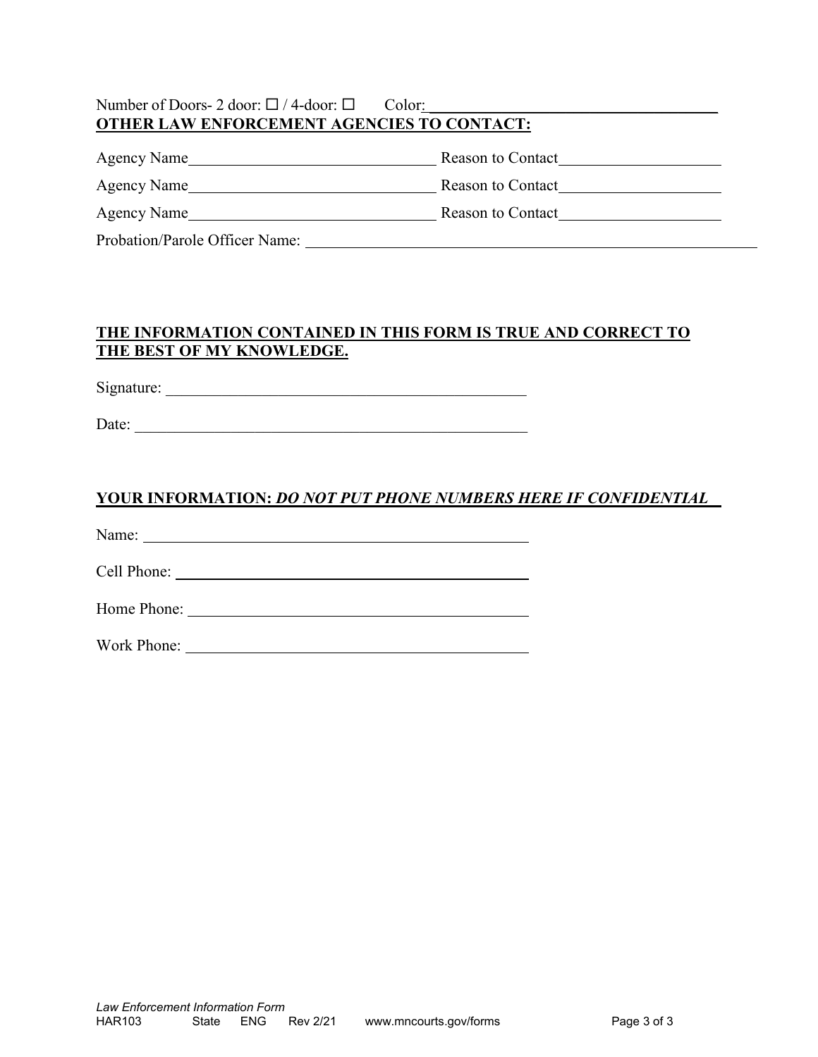Number of Doors- 2 door: ☐ / 4-door: ☐ Color: ____________________

**OTHER LAW ENFORCEMENT AGENCIES TO CONTACT:**

Agency Name ____________________ Reason to Contact ____________________

Agency Name ____________________ Reason to Contact ____________________

Agency Name ____________________ Reason to Contact ____________________

Probation/Parole Officer Name: ____________________

**THE INFORMATION CONTAINED IN THIS FORM IS TRUE AND CORRECT TO THE BEST OF MY KNOWLEDGE.**

Signature: ____________________

Date: ____________________

**YOUR INFORMATION:** ***DO NOT PUT PHONE NUMBERS HERE IF CONFIDENTIAL***

Name: ____________________

Cell Phone: ____________________

Home Phone: ____________________

Work Phone: ____________________

*Law Enforcement Information Form*
HAR103 State ENG Rev 2/21 www.mncourts.gov/forms